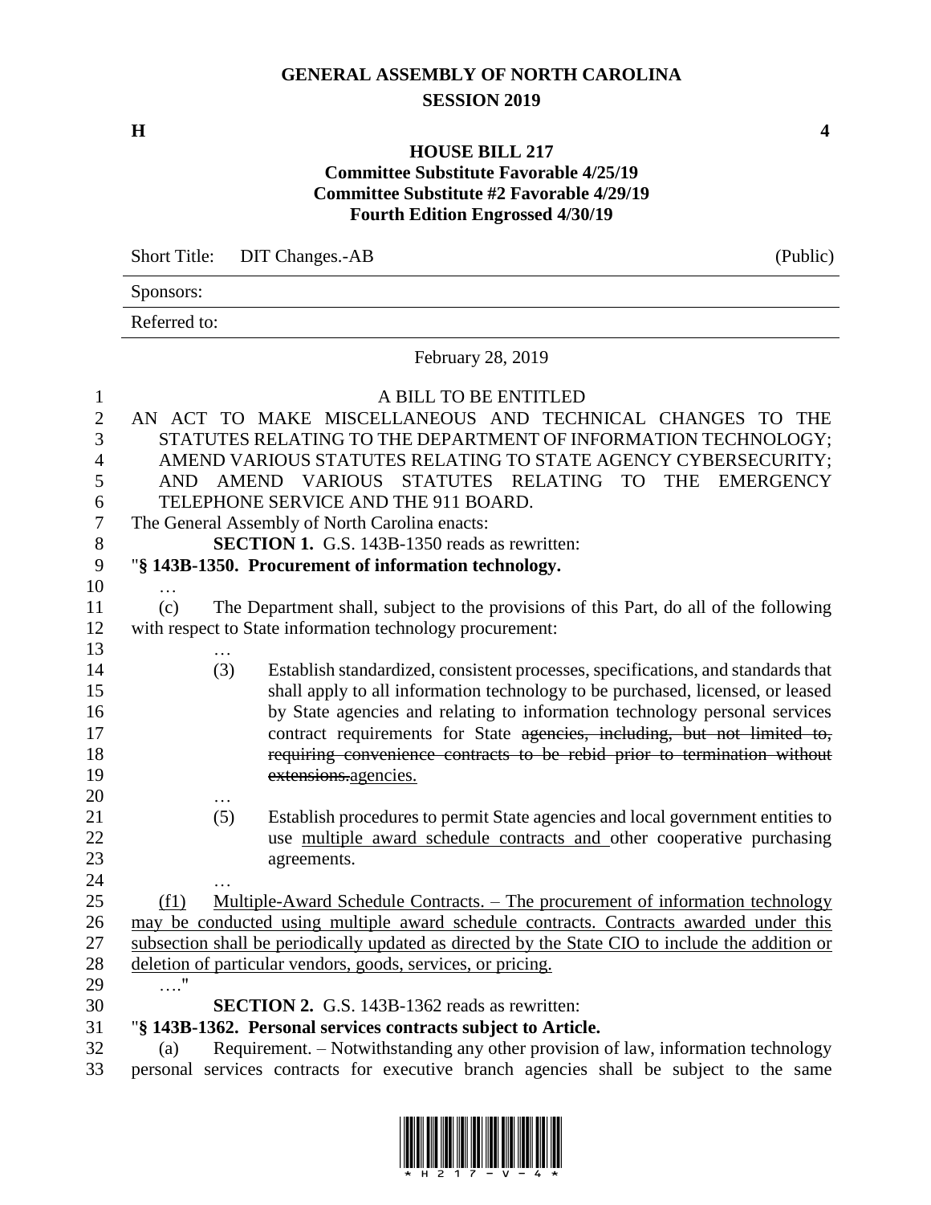# GENERAL ASSEMBLY OF NORTH CAROLINA
## SESSION 2019

**H** **4**

### HOUSE BILL 217
**Committee Substitute Favorable 4/25/19**
**Committee Substitute #2 Favorable 4/29/19**
**Fourth Edition Engrossed 4/30/19**

Short Title: DIT Changes.-AB (Public)

Sponsors:

Referred to:

February 28, 2019

A BILL TO BE ENTITLED

AN ACT TO MAKE MISCELLANEOUS AND TECHNICAL CHANGES TO THE STATUTES RELATING TO THE DEPARTMENT OF INFORMATION TECHNOLOGY; AMEND VARIOUS STATUTES RELATING TO STATE AGENCY CYBERSECURITY; AND AMEND VARIOUS STATUTES RELATING TO THE EMERGENCY TELEPHONE SERVICE AND THE 911 BOARD.

The General Assembly of North Carolina enacts:

**SECTION 1.** G.S. 143B-1350 reads as rewritten:

"**§ 143B-1350. Procurement of information technology.**

…

(c) The Department shall, subject to the provisions of this Part, do all of the following with respect to State information technology procurement:

…

(3) Establish standardized, consistent processes, specifications, and standards that shall apply to all information technology to be purchased, licensed, or leased by State agencies and relating to information technology personal services contract requirements for State ~~agencies, including, but not limited to, requiring convenience contracts to be rebid prior to termination without extensions.~~<u>agencies.</u>

…

(5) Establish procedures to permit State agencies and local government entities to use <u>multiple award schedule contracts and</u> other cooperative purchasing agreements.

…

<u>(f1) Multiple-Award Schedule Contracts. – The procurement of information technology may be conducted using multiple award schedule contracts. Contracts awarded under this subsection shall be periodically updated as directed by the State CIO to include the addition or deletion of particular vendors, goods, services, or pricing.</u>

…."

**SECTION 2.** G.S. 143B-1362 reads as rewritten:

"**§ 143B-1362. Personal services contracts subject to Article.**

(a) Requirement. – Notwithstanding any other provision of law, information technology personal services contracts for executive branch agencies shall be subject to the same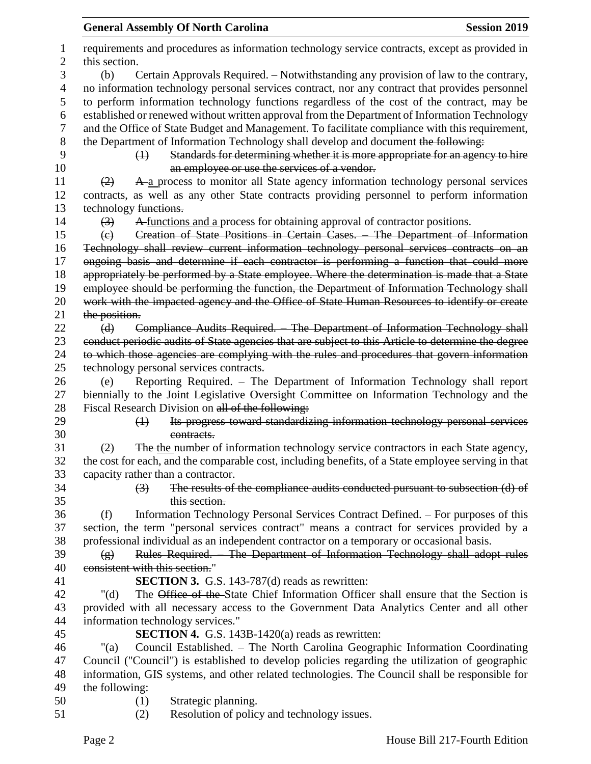requirements and procedures as information technology service contracts, except as provided in this section.

(b) Certain Approvals Required. – Notwithstanding any provision of law to the contrary, no information technology personal services contract, nor any contract that provides personnel to perform information technology functions regardless of the cost of the contract, may be established or renewed without written approval from the Department of Information Technology and the Office of State Budget and Management. To facilitate compliance with this requirement, the Department of Information Technology shall develop and document ~~the following:~~

~~(1) Standards for determining whether it is more appropriate for an agency to hire an employee or use the services of a vendor.~~

~~(2)~~ ~~A~~ a process to monitor all State agency information technology personal services contracts, as well as any other State contracts providing personnel to perform information technology ~~functions.~~

~~(3)~~ ~~A~~ functions and a process for obtaining approval of contractor positions.

~~(c) Creation of State Positions in Certain Cases. – The Department of Information Technology shall review current information technology personal services contracts on an ongoing basis and determine if each contractor is performing a function that could more appropriately be performed by a State employee. Where the determination is made that a State employee should be performing the function, the Department of Information Technology shall work with the impacted agency and the Office of State Human Resources to identify or create the position.~~

~~(d) Compliance Audits Required. – The Department of Information Technology shall conduct periodic audits of State agencies that are subject to this Article to determine the degree to which those agencies are complying with the rules and procedures that govern information technology personal services contracts.~~

(e) Reporting Required. – The Department of Information Technology shall report biennially to the Joint Legislative Oversight Committee on Information Technology and the Fiscal Research Division on ~~all of the following:~~

~~(1) Its progress toward standardizing information technology personal services contracts.~~

~~(2)~~ ~~The~~ the number of information technology service contractors in each State agency, the cost for each, and the comparable cost, including benefits, of a State employee serving in that capacity rather than a contractor.

~~(3) The results of the compliance audits conducted pursuant to subsection (d) of this section.~~

(f) Information Technology Personal Services Contract Defined. – For purposes of this section, the term "personal services contract" means a contract for services provided by a professional individual as an independent contractor on a temporary or occasional basis.

~~(g) Rules Required. – The Department of Information Technology shall adopt rules consistent with this section.~~"

**SECTION 3.** G.S. 143-787(d) reads as rewritten:

"(d) The ~~Office of the~~ State Chief Information Officer shall ensure that the Section is provided with all necessary access to the Government Data Analytics Center and all other information technology services."

**SECTION 4.** G.S. 143B-1420(a) reads as rewritten:

"(a) Council Established. – The North Carolina Geographic Information Coordinating Council ("Council") is established to develop policies regarding the utilization of geographic information, GIS systems, and other related technologies. The Council shall be responsible for the following:

(1) Strategic planning.

(2) Resolution of policy and technology issues.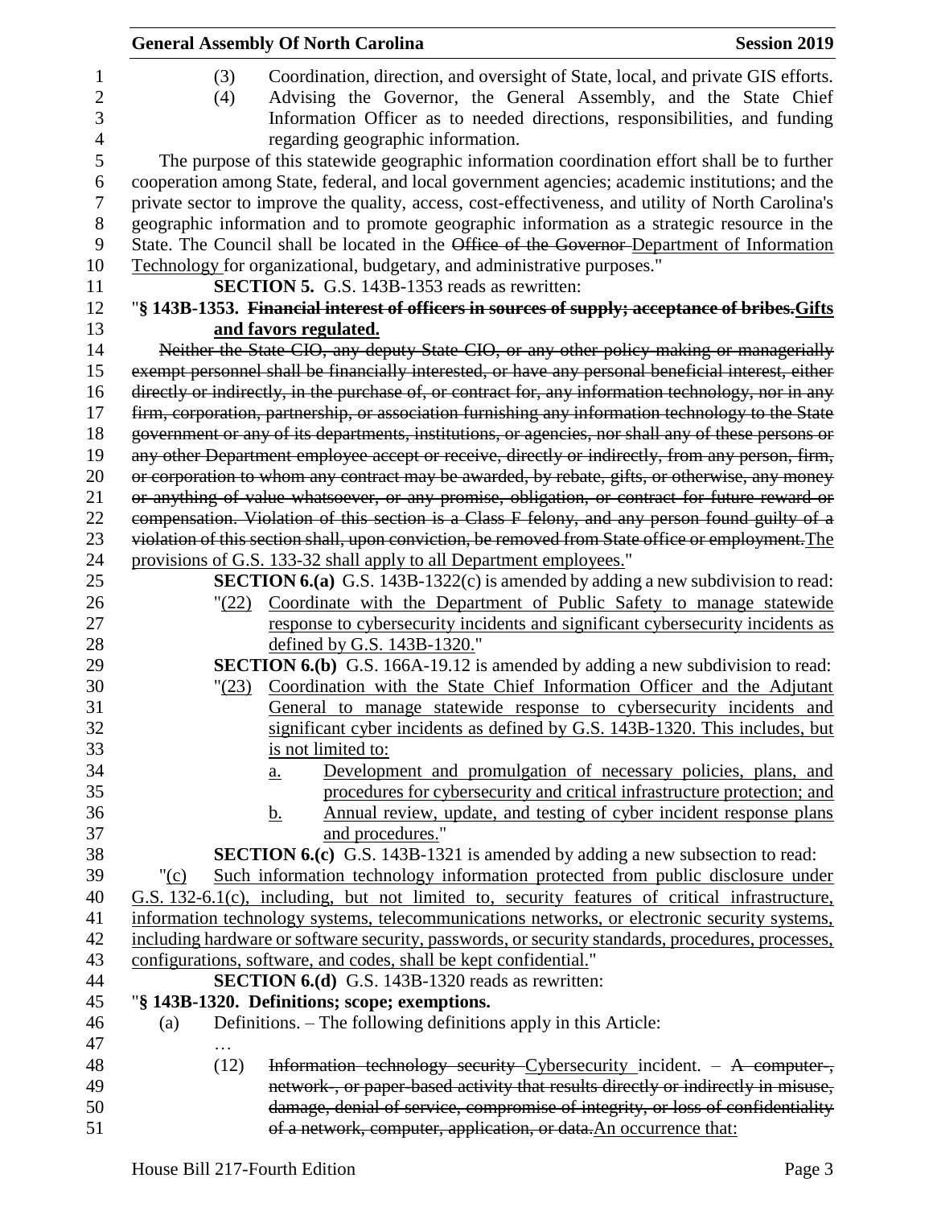(3) Coordination, direction, and oversight of State, local, and private GIS efforts.

(4) Advising the Governor, the General Assembly, and the State Chief Information Officer as to needed directions, responsibilities, and funding regarding geographic information.

The purpose of this statewide geographic information coordination effort shall be to further cooperation among State, federal, and local government agencies; academic institutions; and the private sector to improve the quality, access, cost-effectiveness, and utility of North Carolina's geographic information and to promote geographic information as a strategic resource in the State. The Council shall be located in the ~~Office of the Governor~~ <u>Department of Information Technology</u> for organizational, budgetary, and administrative purposes."

**SECTION 5.** G.S. 143B-1353 reads as rewritten:

"**§ 143B-1353. ~~Financial interest of officers in sources of supply; acceptance of bribes.~~<u>Gifts and favors regulated.</u>**

~~Neither the State CIO, any deputy State CIO, or any other policy-making or managerially exempt personnel shall be financially interested, or have any personal beneficial interest, either directly or indirectly, in the purchase of, or contract for, any information technology, nor in any firm, corporation, partnership, or association furnishing any information technology to the State government or any of its departments, institutions, or agencies, nor shall any of these persons or any other Department employee accept or receive, directly or indirectly, from any person, firm, or corporation to whom any contract may be awarded, by rebate, gifts, or otherwise, any money or anything of value whatsoever, or any promise, obligation, or contract for future reward or compensation. Violation of this section is a Class F felony, and any person found guilty of a violation of this section shall, upon conviction, be removed from State office or employment.~~<u>The provisions of G.S. 133-32 shall apply to all Department employees.</u>"

**SECTION 6.(a)** G.S. 143B-1322(c) is amended by adding a new subdivision to read:

"<u>(22) Coordinate with the Department of Public Safety to manage statewide response to cybersecurity incidents and significant cybersecurity incidents as defined by G.S. 143B-1320.</u>"

**SECTION 6.(b)** G.S. 166A-19.12 is amended by adding a new subdivision to read:

"<u>(23) Coordination with the State Chief Information Officer and the Adjutant General to manage statewide response to cybersecurity incidents and significant cyber incidents as defined by G.S. 143B-1320. This includes, but is not limited to:</u>

<u>a. Development and promulgation of necessary policies, plans, and procedures for cybersecurity and critical infrastructure protection; and</u>

<u>b. Annual review, update, and testing of cyber incident response plans and procedures.</u>"

**SECTION 6.(c)** G.S. 143B-1321 is amended by adding a new subsection to read:

"<u>(c) Such information technology information protected from public disclosure under G.S. 132-6.1(c), including, but not limited to, security features of critical infrastructure, information technology systems, telecommunications networks, or electronic security systems, including hardware or software security, passwords, or security standards, procedures, processes, configurations, software, and codes, shall be kept confidential.</u>"

**SECTION 6.(d)** G.S. 143B-1320 reads as rewritten:

"**§ 143B-1320. Definitions; scope; exemptions.**

(a) Definitions. – The following definitions apply in this Article:

…

(12) ~~Information technology security~~ <u>Cybersecurity</u> incident. – ~~A computer-, network-, or paper-based activity that results directly or indirectly in misuse, damage, denial of service, compromise of integrity, or loss of confidentiality of a network, computer, application, or data.~~<u>An occurrence that:</u>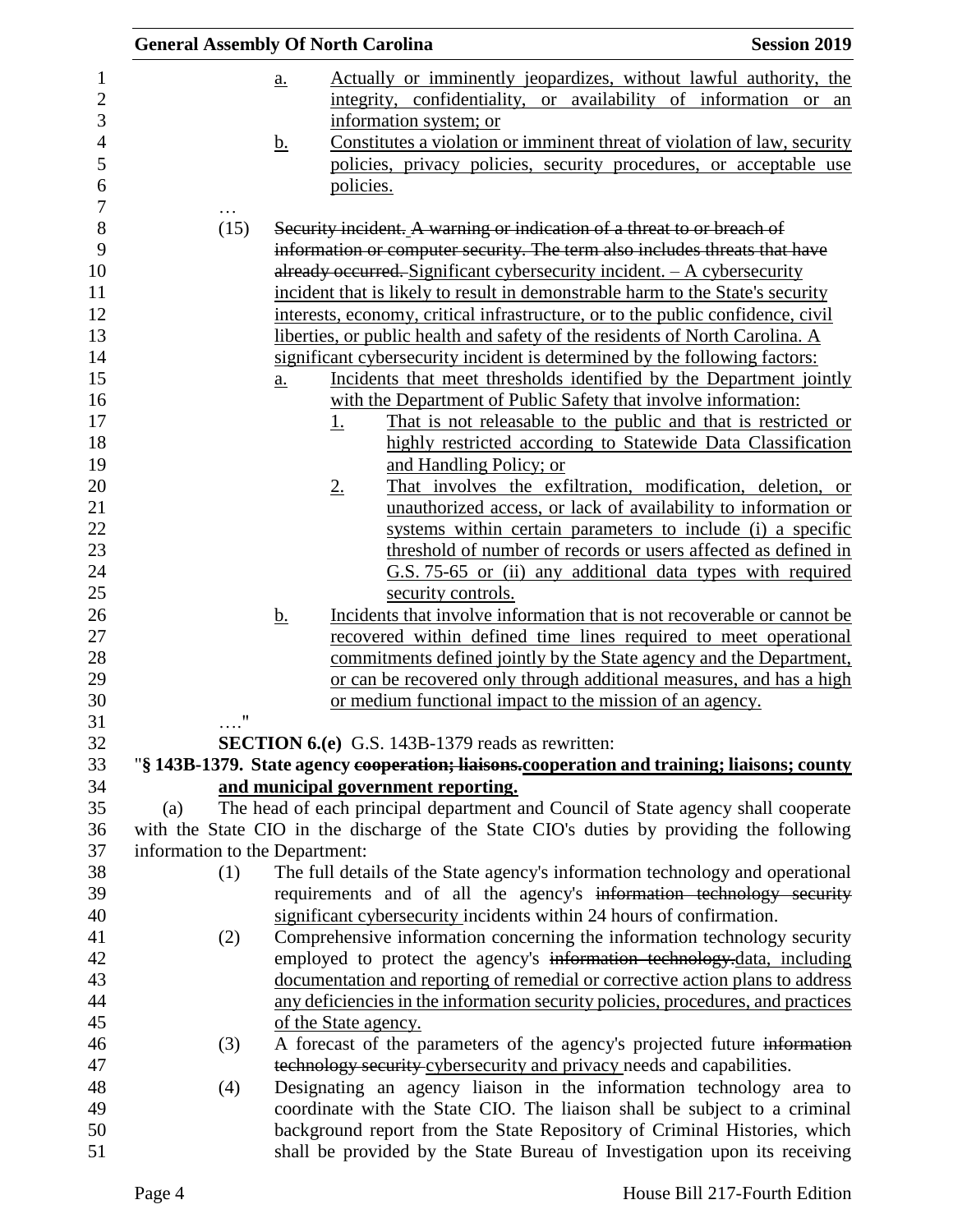a. Actually or imminently jeopardizes, without lawful authority, the integrity, confidentiality, or availability of information or an information system; or

b. Constitutes a violation or imminent threat of violation of law, security policies, privacy policies, security procedures, or acceptable use policies.

…

(15) ~~Security incident. A warning or indication of a threat to or breach of information or computer security. The term also includes threats that have already occurred.~~ Significant cybersecurity incident. – A cybersecurity incident that is likely to result in demonstrable harm to the State's security interests, economy, critical infrastructure, or to the public confidence, civil liberties, or public health and safety of the residents of North Carolina. A significant cybersecurity incident is determined by the following factors:

a. Incidents that meet thresholds identified by the Department jointly with the Department of Public Safety that involve information:

1. That is not releasable to the public and that is restricted or highly restricted according to Statewide Data Classification and Handling Policy; or

2. That involves the exfiltration, modification, deletion, or unauthorized access, or lack of availability to information or systems within certain parameters to include (i) a specific threshold of number of records or users affected as defined in G.S. 75-65 or (ii) any additional data types with required security controls.

b. Incidents that involve information that is not recoverable or cannot be recovered within defined time lines required to meet operational commitments defined jointly by the State agency and the Department, or can be recovered only through additional measures, and has a high or medium functional impact to the mission of an agency.

…."

**SECTION 6.(e)** G.S. 143B-1379 reads as rewritten:

"**§ 143B-1379. State agency ~~cooperation; liaisons.~~cooperation and training; liaisons; county and municipal government reporting.**

(a) The head of each principal department and Council of State agency shall cooperate with the State CIO in the discharge of the State CIO's duties by providing the following information to the Department:

(1) The full details of the State agency's information technology and operational requirements and of all the agency's ~~information technology security~~ significant cybersecurity incidents within 24 hours of confirmation.

(2) Comprehensive information concerning the information technology security employed to protect the agency's ~~information technology.~~data, including documentation and reporting of remedial or corrective action plans to address any deficiencies in the information security policies, procedures, and practices of the State agency.

(3) A forecast of the parameters of the agency's projected future ~~information technology security~~ cybersecurity and privacy needs and capabilities.

(4) Designating an agency liaison in the information technology area to coordinate with the State CIO. The liaison shall be subject to a criminal background report from the State Repository of Criminal Histories, which shall be provided by the State Bureau of Investigation upon its receiving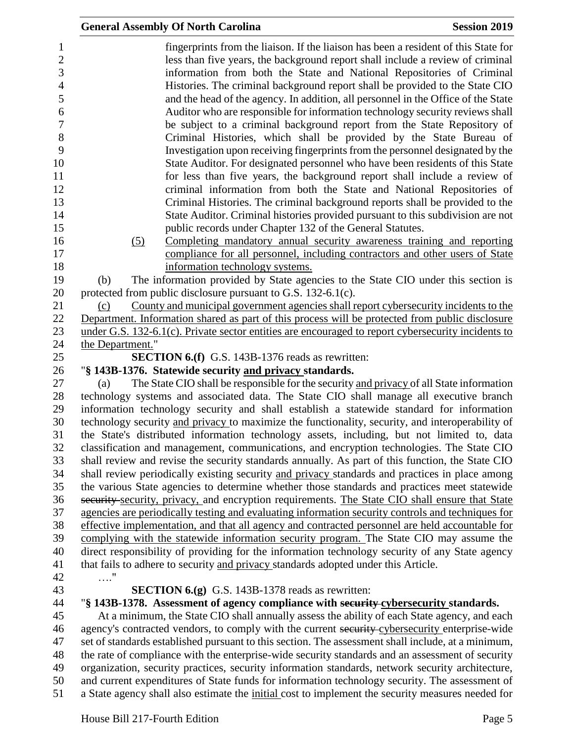fingerprints from the liaison. If the liaison has been a resident of this State for less than five years, the background report shall include a review of criminal information from both the State and National Repositories of Criminal Histories. The criminal background report shall be provided to the State CIO and the head of the agency. In addition, all personnel in the Office of the State Auditor who are responsible for information technology security reviews shall be subject to a criminal background report from the State Repository of Criminal Histories, which shall be provided by the State Bureau of Investigation upon receiving fingerprints from the personnel designated by the State Auditor. For designated personnel who have been residents of this State for less than five years, the background report shall include a review of criminal information from both the State and National Repositories of Criminal Histories. The criminal background reports shall be provided to the State Auditor. Criminal histories provided pursuant to this subdivision are not public records under Chapter 132 of the General Statutes.

(5) Completing mandatory annual security awareness training and reporting compliance for all personnel, including contractors and other users of State information technology systems.

(b) The information provided by State agencies to the State CIO under this section is protected from public disclosure pursuant to G.S. 132-6.1(c).

(c) County and municipal government agencies shall report cybersecurity incidents to the Department. Information shared as part of this process will be protected from public disclosure under G.S. 132-6.1(c). Private sector entities are encouraged to report cybersecurity incidents to the Department."

**SECTION 6.(f)** G.S. 143B-1376 reads as rewritten:

"**§ 143B-1376. Statewide security and privacy standards.**

(a) The State CIO shall be responsible for the security and privacy of all State information technology systems and associated data. The State CIO shall manage all executive branch information technology security and shall establish a statewide standard for information technology security and privacy to maximize the functionality, security, and interoperability of the State's distributed information technology assets, including, but not limited to, data classification and management, communications, and encryption technologies. The State CIO shall review and revise the security standards annually. As part of this function, the State CIO shall review periodically existing security and privacy standards and practices in place among the various State agencies to determine whether those standards and practices meet statewide ~~security~~ security, privacy, and encryption requirements. The State CIO shall ensure that State agencies are periodically testing and evaluating information security controls and techniques for effective implementation, and that all agency and contracted personnel are held accountable for complying with the statewide information security program. The State CIO may assume the direct responsibility of providing for the information technology security of any State agency that fails to adhere to security and privacy standards adopted under this Article.

…."

**SECTION 6.(g)** G.S. 143B-1378 reads as rewritten:

"**§ 143B-1378. Assessment of agency compliance with ~~security~~ cybersecurity standards.**

At a minimum, the State CIO shall annually assess the ability of each State agency, and each agency's contracted vendors, to comply with the current ~~security~~ cybersecurity enterprise-wide set of standards established pursuant to this section. The assessment shall include, at a minimum, the rate of compliance with the enterprise-wide security standards and an assessment of security organization, security practices, security information standards, network security architecture, and current expenditures of State funds for information technology security. The assessment of a State agency shall also estimate the initial cost to implement the security measures needed for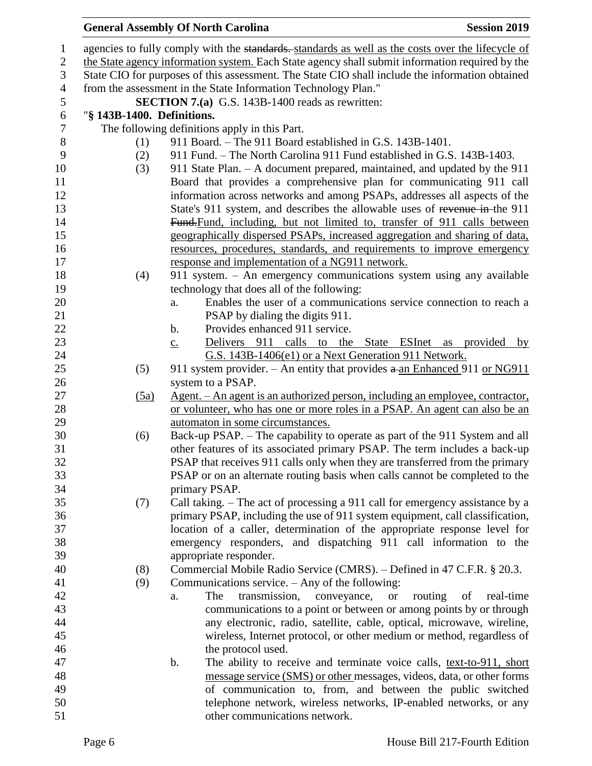agencies to fully comply with the ~~standards.~~ standards as well as the costs over the lifecycle of the State agency information system. Each State agency shall submit information required by the State CIO for purposes of this assessment. The State CIO shall include the information obtained from the assessment in the State Information Technology Plan."

**SECTION 7.(a)** G.S. 143B-1400 reads as rewritten:

"**§ 143B-1400. Definitions.**

The following definitions apply in this Part.

(1) 911 Board. – The 911 Board established in G.S. 143B-1401.

(2) 911 Fund. – The North Carolina 911 Fund established in G.S. 143B-1403.

(3) 911 State Plan. – A document prepared, maintained, and updated by the 911 Board that provides a comprehensive plan for communicating 911 call information across networks and among PSAPs, addresses all aspects of the State's 911 system, and describes the allowable uses of ~~revenue in~~ the 911 ~~Fund.~~Fund, including, but not limited to, transfer of 911 calls between geographically dispersed PSAPs, increased aggregation and sharing of data, resources, procedures, standards, and requirements to improve emergency response and implementation of a NG911 network.

(4) 911 system. – An emergency communications system using any available technology that does all of the following:

a. Enables the user of a communications service connection to reach a PSAP by dialing the digits 911.

b. Provides enhanced 911 service.

c. Delivers 911 calls to the State ESInet as provided by G.S. 143B-1406(e1) or a Next Generation 911 Network.

(5) 911 system provider. – An entity that provides ~~a~~ an Enhanced 911 or NG911 system to a PSAP.

(5a) Agent. – An agent is an authorized person, including an employee, contractor, or volunteer, who has one or more roles in a PSAP. An agent can also be an automaton in some circumstances.

(6) Back-up PSAP. – The capability to operate as part of the 911 System and all other features of its associated primary PSAP. The term includes a back-up PSAP that receives 911 calls only when they are transferred from the primary PSAP or on an alternate routing basis when calls cannot be completed to the primary PSAP.

(7) Call taking. – The act of processing a 911 call for emergency assistance by a primary PSAP, including the use of 911 system equipment, call classification, location of a caller, determination of the appropriate response level for emergency responders, and dispatching 911 call information to the appropriate responder.

(8) Commercial Mobile Radio Service (CMRS). – Defined in 47 C.F.R. § 20.3.

(9) Communications service. – Any of the following:

a. The transmission, conveyance, or routing of real-time communications to a point or between or among points by or through any electronic, radio, satellite, cable, optical, microwave, wireline, wireless, Internet protocol, or other medium or method, regardless of the protocol used.

b. The ability to receive and terminate voice calls, text-to-911, short message service (SMS) or other messages, videos, data, or other forms of communication to, from, and between the public switched telephone network, wireless networks, IP-enabled networks, or any other communications network.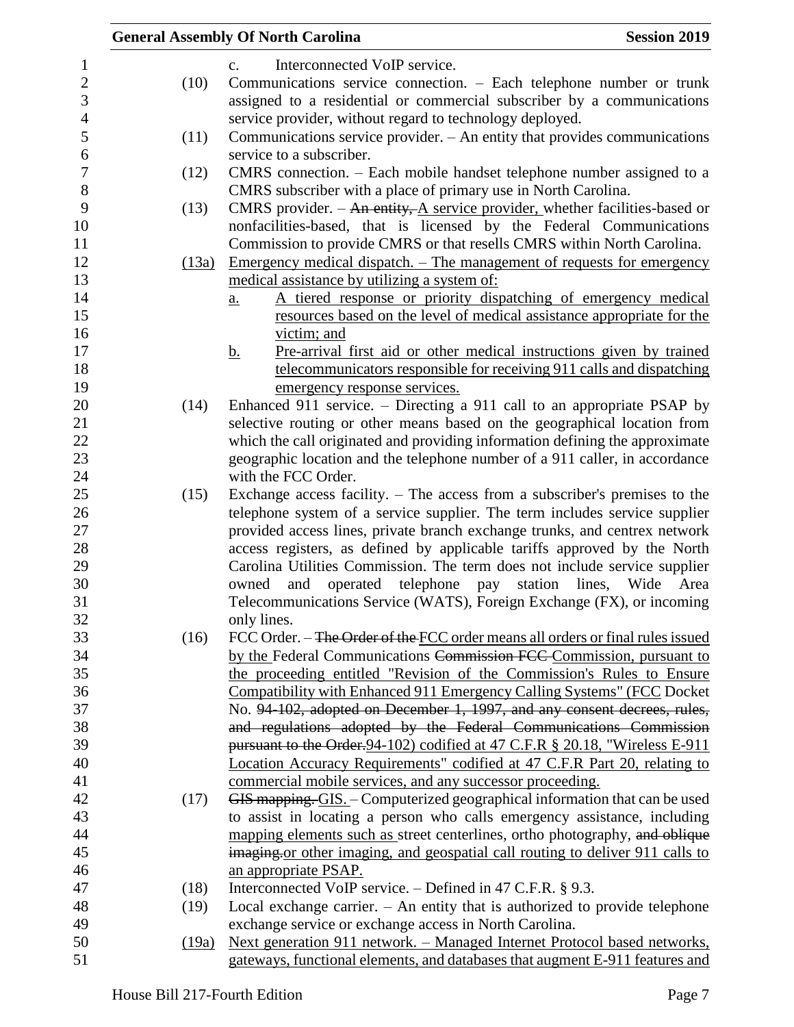c. Interconnected VoIP service.

(10) Communications service connection. – Each telephone number or trunk assigned to a residential or commercial subscriber by a communications service provider, without regard to technology deployed.

(11) Communications service provider. – An entity that provides communications service to a subscriber.

(12) CMRS connection. – Each mobile handset telephone number assigned to a CMRS subscriber with a place of primary use in North Carolina.

(13) CMRS provider. – ~~An entity,~~ A service provider, whether facilities-based or nonfacilities-based, that is licensed by the Federal Communications Commission to provide CMRS or that resells CMRS within North Carolina.

(13a) Emergency medical dispatch. – The management of requests for emergency medical assistance by utilizing a system of:

a. A tiered response or priority dispatching of emergency medical resources based on the level of medical assistance appropriate for the victim; and

b. Pre-arrival first aid or other medical instructions given by trained telecommunicators responsible for receiving 911 calls and dispatching emergency response services.

(14) Enhanced 911 service. – Directing a 911 call to an appropriate PSAP by selective routing or other means based on the geographical location from which the call originated and providing information defining the approximate geographic location and the telephone number of a 911 caller, in accordance with the FCC Order.

(15) Exchange access facility. – The access from a subscriber's premises to the telephone system of a service supplier. The term includes service supplier provided access lines, private branch exchange trunks, and centrex network access registers, as defined by applicable tariffs approved by the North Carolina Utilities Commission. The term does not include service supplier owned and operated telephone pay station lines, Wide Area Telecommunications Service (WATS), Foreign Exchange (FX), or incoming only lines.

(16) FCC Order. – ~~The Order of the~~ FCC order means all orders or final rules issued by the Federal Communications ~~Commission FCC~~ Commission, pursuant to the proceeding entitled "Revision of the Commission's Rules to Ensure Compatibility with Enhanced 911 Emergency Calling Systems" (FCC Docket No. ~~94-102, adopted on December 1, 1997, and any consent decrees, rules, and regulations adopted by the Federal Communications Commission pursuant to the Order.~~94-102) codified at 47 C.F.R § 20.18, "Wireless E-911 Location Accuracy Requirements" codified at 47 C.F.R Part 20, relating to commercial mobile services, and any successor proceeding.

(17) ~~GIS mapping.~~ GIS. – Computerized geographical information that can be used to assist in locating a person who calls emergency assistance, including mapping elements such as street centerlines, ortho photography, ~~and oblique imaging.~~or other imaging, and geospatial call routing to deliver 911 calls to an appropriate PSAP.

(18) Interconnected VoIP service. – Defined in 47 C.F.R. § 9.3.

(19) Local exchange carrier. – An entity that is authorized to provide telephone exchange service or exchange access in North Carolina.

(19a) Next generation 911 network. – Managed Internet Protocol based networks, gateways, functional elements, and databases that augment E-911 features and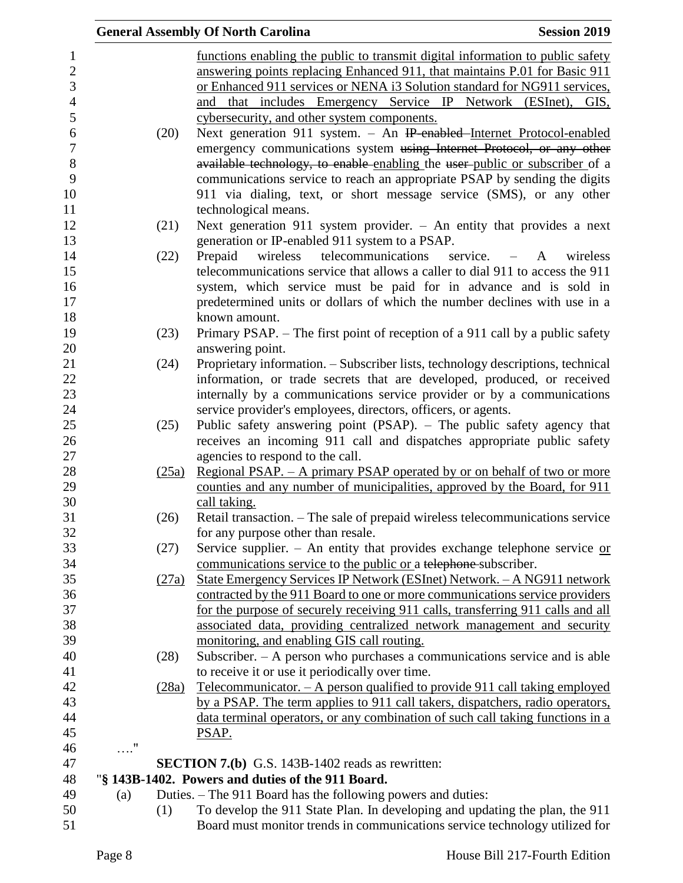functions enabling the public to transmit digital information to public safety answering points replacing Enhanced 911, that maintains P.01 for Basic 911 or Enhanced 911 services or NENA i3 Solution standard for NG911 services, and that includes Emergency Service IP Network (ESInet), GIS, cybersecurity, and other system components.

(20) Next generation 911 system. – An ~~IP-enabled~~ Internet Protocol-enabled emergency communications system ~~using Internet Protocol, or any other available technology, to enable~~ enabling the ~~user~~ public or subscriber of a communications service to reach an appropriate PSAP by sending the digits 911 via dialing, text, or short message service (SMS), or any other technological means.

(21) Next generation 911 system provider. – An entity that provides a next generation or IP-enabled 911 system to a PSAP.

(22) Prepaid wireless telecommunications service. – A wireless telecommunications service that allows a caller to dial 911 to access the 911 system, which service must be paid for in advance and is sold in predetermined units or dollars of which the number declines with use in a known amount.

(23) Primary PSAP. – The first point of reception of a 911 call by a public safety answering point.

(24) Proprietary information. – Subscriber lists, technology descriptions, technical information, or trade secrets that are developed, produced, or received internally by a communications service provider or by a communications service provider's employees, directors, officers, or agents.

(25) Public safety answering point (PSAP). – The public safety agency that receives an incoming 911 call and dispatches appropriate public safety agencies to respond to the call.

(25a) Regional PSAP. – A primary PSAP operated by or on behalf of two or more counties and any number of municipalities, approved by the Board, for 911 call taking.

(26) Retail transaction. – The sale of prepaid wireless telecommunications service for any purpose other than resale.

(27) Service supplier. – An entity that provides exchange telephone service or communications service to the public or a ~~telephone~~ subscriber.

(27a) State Emergency Services IP Network (ESInet) Network. – A NG911 network contracted by the 911 Board to one or more communications service providers for the purpose of securely receiving 911 calls, transferring 911 calls and all associated data, providing centralized network management and security monitoring, and enabling GIS call routing.

(28) Subscriber. – A person who purchases a communications service and is able to receive it or use it periodically over time.

(28a) Telecommunicator. – A person qualified to provide 911 call taking employed by a PSAP. The term applies to 911 call takers, dispatchers, radio operators, data terminal operators, or any combination of such call taking functions in a PSAP.

…."

**SECTION 7.(b)** G.S. 143B-1402 reads as rewritten:

"**§ 143B-1402. Powers and duties of the 911 Board.**

(a) Duties. – The 911 Board has the following powers and duties:

(1) To develop the 911 State Plan. In developing and updating the plan, the 911 Board must monitor trends in communications service technology utilized for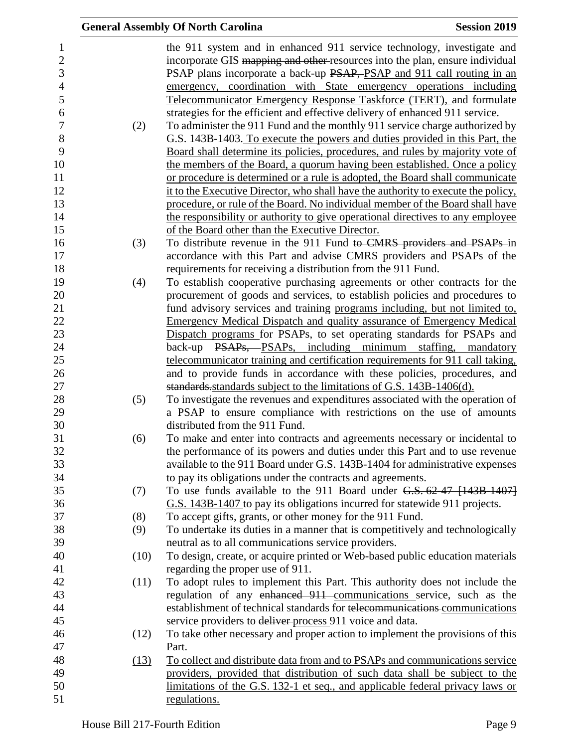the 911 system and in enhanced 911 service technology, investigate and incorporate GIS ~~mapping and other~~ resources into the plan, ensure individual PSAP plans incorporate a back-up ~~PSAP,~~ PSAP and 911 call routing in an emergency, coordination with State emergency operations including Telecommunicator Emergency Response Taskforce (TERT), and formulate strategies for the efficient and effective delivery of enhanced 911 service.

(2) To administer the 911 Fund and the monthly 911 service charge authorized by G.S. 143B-1403. To execute the powers and duties provided in this Part, the Board shall determine its policies, procedures, and rules by majority vote of the members of the Board, a quorum having been established. Once a policy or procedure is determined or a rule is adopted, the Board shall communicate it to the Executive Director, who shall have the authority to execute the policy, procedure, or rule of the Board. No individual member of the Board shall have the responsibility or authority to give operational directives to any employee of the Board other than the Executive Director.

(3) To distribute revenue in the 911 Fund ~~to CMRS providers and PSAPs~~ in accordance with this Part and advise CMRS providers and PSAPs of the requirements for receiving a distribution from the 911 Fund.

(4) To establish cooperative purchasing agreements or other contracts for the procurement of goods and services, to establish policies and procedures to fund advisory services and training programs including, but not limited to, Emergency Medical Dispatch and quality assurance of Emergency Medical Dispatch programs for PSAPs, to set operating standards for PSAPs and back-up ~~PSAPs,~~ PSAPs, including minimum staffing, mandatory telecommunicator training and certification requirements for 911 call taking, and to provide funds in accordance with these policies, procedures, and ~~standards.~~standards subject to the limitations of G.S. 143B-1406(d).

(5) To investigate the revenues and expenditures associated with the operation of a PSAP to ensure compliance with restrictions on the use of amounts distributed from the 911 Fund.

(6) To make and enter into contracts and agreements necessary or incidental to the performance of its powers and duties under this Part and to use revenue available to the 911 Board under G.S. 143B-1404 for administrative expenses to pay its obligations under the contracts and agreements.

(7) To use funds available to the 911 Board under ~~G.S. 62-47 [143B-1407]~~ G.S. 143B-1407 to pay its obligations incurred for statewide 911 projects.

(8) To accept gifts, grants, or other money for the 911 Fund.

(9) To undertake its duties in a manner that is competitively and technologically neutral as to all communications service providers.

(10) To design, create, or acquire printed or Web-based public education materials regarding the proper use of 911.

(11) To adopt rules to implement this Part. This authority does not include the regulation of any ~~enhanced 911~~ communications service, such as the establishment of technical standards for ~~telecommunications~~ communications service providers to ~~deliver~~ process 911 voice and data.

(12) To take other necessary and proper action to implement the provisions of this Part.

(13) To collect and distribute data from and to PSAPs and communications service providers, provided that distribution of such data shall be subject to the limitations of the G.S. 132-1 et seq., and applicable federal privacy laws or regulations.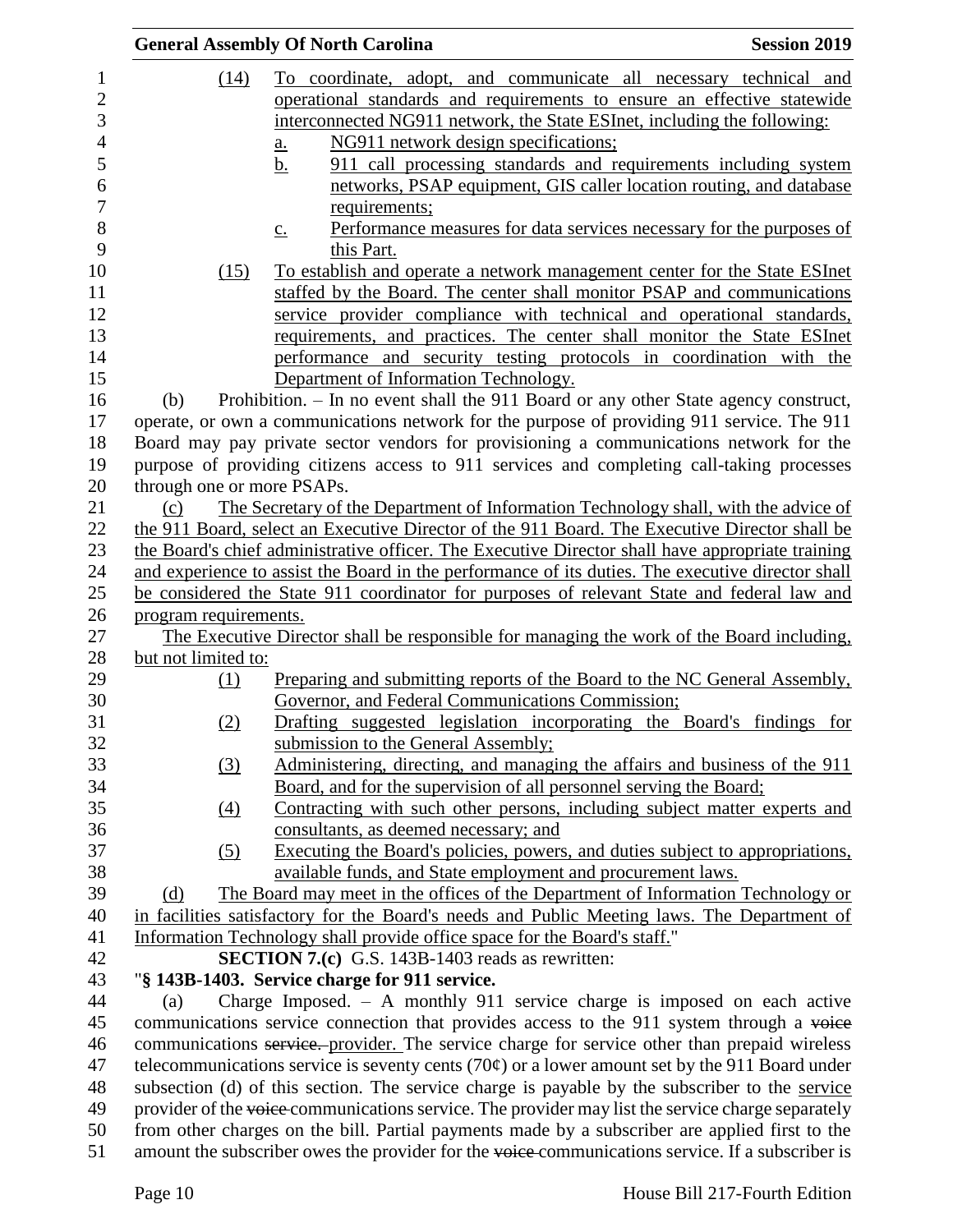(14) To coordinate, adopt, and communicate all necessary technical and operational standards and requirements to ensure an effective statewide interconnected NG911 network, the State ESInet, including the following:

a. NG911 network design specifications;

b. 911 call processing standards and requirements including system networks, PSAP equipment, GIS caller location routing, and database requirements;

c. Performance measures for data services necessary for the purposes of this Part.

(15) To establish and operate a network management center for the State ESInet staffed by the Board. The center shall monitor PSAP and communications service provider compliance with technical and operational standards, requirements, and practices. The center shall monitor the State ESInet performance and security testing protocols in coordination with the Department of Information Technology.

(b) Prohibition. – In no event shall the 911 Board or any other State agency construct, operate, or own a communications network for the purpose of providing 911 service. The 911 Board may pay private sector vendors for provisioning a communications network for the purpose of providing citizens access to 911 services and completing call-taking processes through one or more PSAPs.

(c) The Secretary of the Department of Information Technology shall, with the advice of the 911 Board, select an Executive Director of the 911 Board. The Executive Director shall be the Board's chief administrative officer. The Executive Director shall have appropriate training and experience to assist the Board in the performance of its duties. The executive director shall be considered the State 911 coordinator for purposes of relevant State and federal law and program requirements.

The Executive Director shall be responsible for managing the work of the Board including, but not limited to:

(1) Preparing and submitting reports of the Board to the NC General Assembly, Governor, and Federal Communications Commission;

(2) Drafting suggested legislation incorporating the Board's findings for submission to the General Assembly;

(3) Administering, directing, and managing the affairs and business of the 911 Board, and for the supervision of all personnel serving the Board;

(4) Contracting with such other persons, including subject matter experts and consultants, as deemed necessary; and

(5) Executing the Board's policies, powers, and duties subject to appropriations, available funds, and State employment and procurement laws.

(d) The Board may meet in the offices of the Department of Information Technology or in facilities satisfactory for the Board's needs and Public Meeting laws. The Department of Information Technology shall provide office space for the Board's staff."

**SECTION 7.(c)** G.S. 143B-1403 reads as rewritten:

"**§ 143B-1403. Service charge for 911 service.**

(a) Charge Imposed. – A monthly 911 service charge is imposed on each active communications service connection that provides access to the 911 system through a ~~voice~~ communications ~~service.~~ provider. The service charge for service other than prepaid wireless telecommunications service is seventy cents (70¢) or a lower amount set by the 911 Board under subsection (d) of this section. The service charge is payable by the subscriber to the service provider of the ~~voice~~ communications service. The provider may list the service charge separately from other charges on the bill. Partial payments made by a subscriber are applied first to the amount the subscriber owes the provider for the ~~voice~~ communications service. If a subscriber is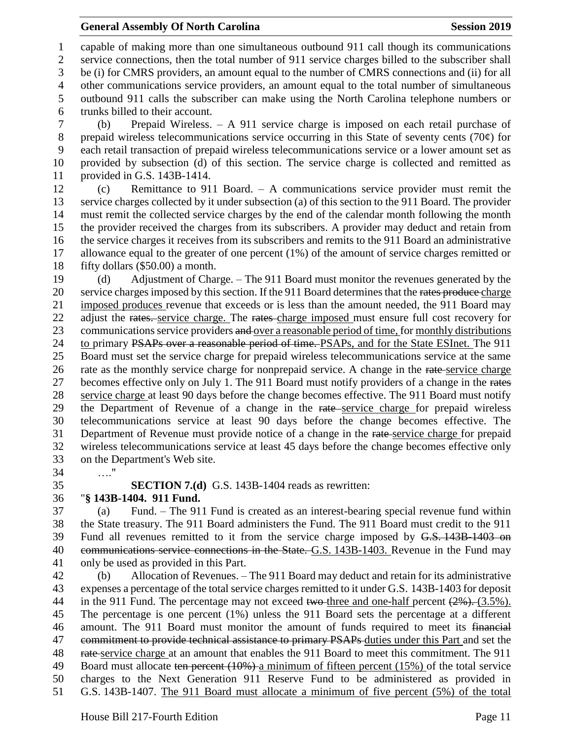capable of making more than one simultaneous outbound 911 call though its communications service connections, then the total number of 911 service charges billed to the subscriber shall be (i) for CMRS providers, an amount equal to the number of CMRS connections and (ii) for all other communications service providers, an amount equal to the total number of simultaneous outbound 911 calls the subscriber can make using the North Carolina telephone numbers or trunks billed to their account.

(b) Prepaid Wireless. – A 911 service charge is imposed on each retail purchase of prepaid wireless telecommunications service occurring in this State of seventy cents (70¢) for each retail transaction of prepaid wireless telecommunications service or a lower amount set as provided by subsection (d) of this section. The service charge is collected and remitted as provided in G.S. 143B-1414.

(c) Remittance to 911 Board. – A communications service provider must remit the service charges collected by it under subsection (a) of this section to the 911 Board. The provider must remit the collected service charges by the end of the calendar month following the month the provider received the charges from its subscribers. A provider may deduct and retain from the service charges it receives from its subscribers and remits to the 911 Board an administrative allowance equal to the greater of one percent (1%) of the amount of service charges remitted or fifty dollars ($50.00) a month.

(d) Adjustment of Charge. – The 911 Board must monitor the revenues generated by the service charges imposed by this section. If the 911 Board determines that the ~~rates produce~~ charge imposed produces revenue that exceeds or is less than the amount needed, the 911 Board may adjust the ~~rates.~~ service charge. The ~~rates~~ charge imposed must ensure full cost recovery for communications service providers ~~and~~ over a reasonable period of time, for monthly distributions to primary ~~PSAPs over a reasonable period of time.~~ PSAPs, and for the State ESInet. The 911 Board must set the service charge for prepaid wireless telecommunications service at the same rate as the monthly service charge for nonprepaid service. A change in the ~~rate~~ service charge becomes effective only on July 1. The 911 Board must notify providers of a change in the ~~rates~~ service charge at least 90 days before the change becomes effective. The 911 Board must notify the Department of Revenue of a change in the ~~rate~~ service charge for prepaid wireless telecommunications service at least 90 days before the change becomes effective. The Department of Revenue must provide notice of a change in the ~~rate~~ service charge for prepaid wireless telecommunications service at least 45 days before the change becomes effective only on the Department's Web site.

…."

**SECTION 7.(d)** G.S. 143B-1404 reads as rewritten:

"**§ 143B-1404. 911 Fund.**

(a) Fund. – The 911 Fund is created as an interest-bearing special revenue fund within the State treasury. The 911 Board administers the Fund. The 911 Board must credit to the 911 Fund all revenues remitted to it from the service charge imposed by ~~G.S. 143B-1403 on communications service connections in the State.~~ G.S. 143B-1403. Revenue in the Fund may only be used as provided in this Part.

(b) Allocation of Revenues. – The 911 Board may deduct and retain for its administrative expenses a percentage of the total service charges remitted to it under G.S. 143B-1403 for deposit in the 911 Fund. The percentage may not exceed ~~two~~ three and one-half percent ~~(2%).~~ (3.5%). The percentage is one percent (1%) unless the 911 Board sets the percentage at a different amount. The 911 Board must monitor the amount of funds required to meet its ~~financial commitment to provide technical assistance to primary PSAPs~~ duties under this Part and set the ~~rate~~ service charge at an amount that enables the 911 Board to meet this commitment. The 911 Board must allocate ~~ten percent (10%)~~ a minimum of fifteen percent (15%) of the total service charges to the Next Generation 911 Reserve Fund to be administered as provided in G.S. 143B-1407. The 911 Board must allocate a minimum of five percent (5%) of the total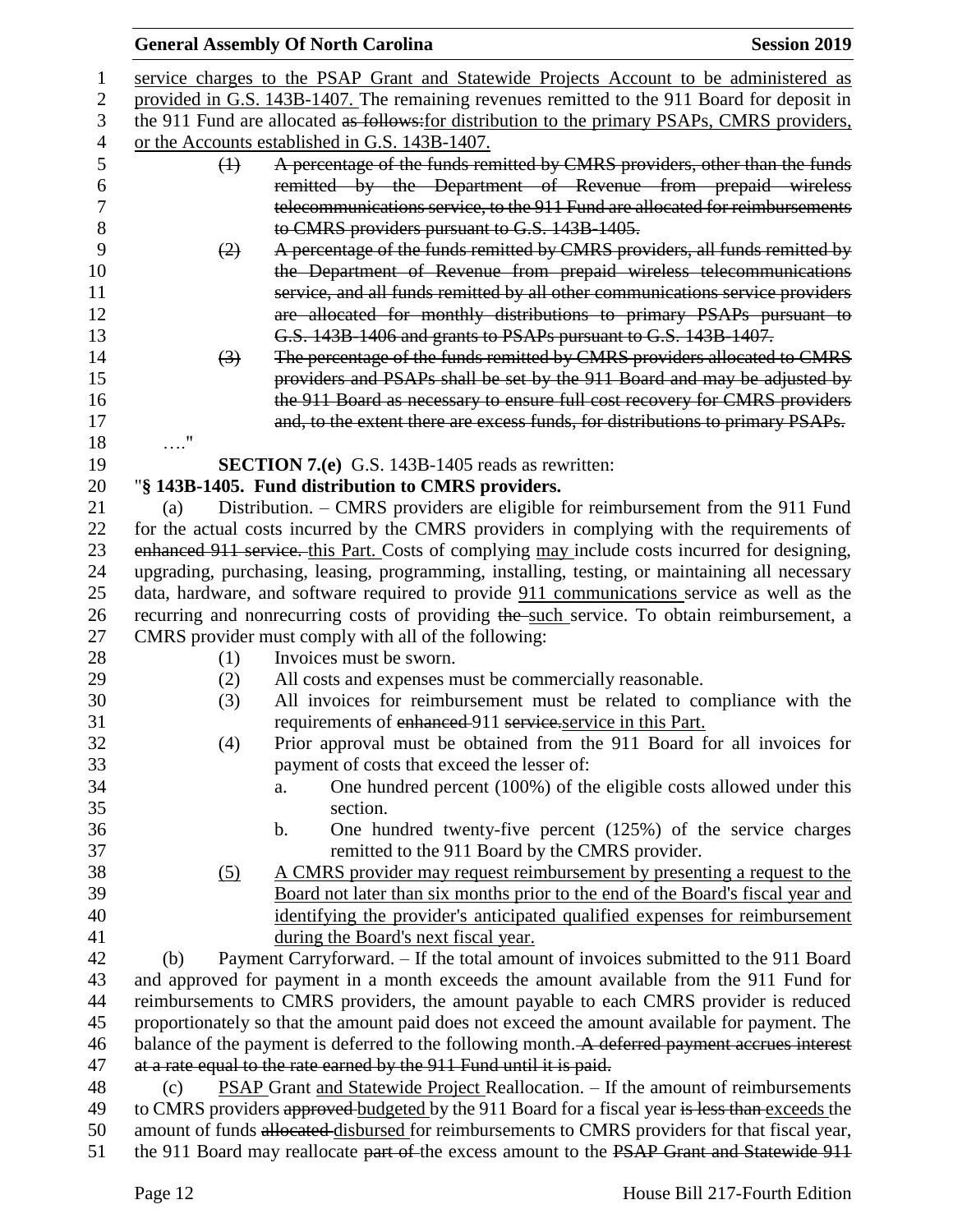service charges to the PSAP Grant and Statewide Projects Account to be administered as provided in G.S. 143B-1407. The remaining revenues remitted to the 911 Board for deposit in the 911 Fund are allocated as follows:for distribution to the primary PSAPs, CMRS providers, or the Accounts established in G.S. 143B-1407.

(1) A percentage of the funds remitted by CMRS providers, other than the funds remitted by the Department of Revenue from prepaid wireless telecommunications service, to the 911 Fund are allocated for reimbursements to CMRS providers pursuant to G.S. 143B-1405.

(2) A percentage of the funds remitted by CMRS providers, all funds remitted by the Department of Revenue from prepaid wireless telecommunications service, and all funds remitted by all other communications service providers are allocated for monthly distributions to primary PSAPs pursuant to G.S. 143B-1406 and grants to PSAPs pursuant to G.S. 143B-1407.

(3) The percentage of the funds remitted by CMRS providers allocated to CMRS providers and PSAPs shall be set by the 911 Board and may be adjusted by the 911 Board as necessary to ensure full cost recovery for CMRS providers and, to the extent there are excess funds, for distributions to primary PSAPs.

…."

**SECTION 7.(e)** G.S. 143B-1405 reads as rewritten:

"**§ 143B-1405. Fund distribution to CMRS providers.**

(a) Distribution. – CMRS providers are eligible for reimbursement from the 911 Fund for the actual costs incurred by the CMRS providers in complying with the requirements of enhanced 911 service. this Part. Costs of complying may include costs incurred for designing, upgrading, purchasing, leasing, programming, installing, testing, or maintaining all necessary data, hardware, and software required to provide 911 communications service as well as the recurring and nonrecurring costs of providing the such service. To obtain reimbursement, a CMRS provider must comply with all of the following:

(1) Invoices must be sworn.

(2) All costs and expenses must be commercially reasonable.

(3) All invoices for reimbursement must be related to compliance with the requirements of enhanced 911 service.service in this Part.

(4) Prior approval must be obtained from the 911 Board for all invoices for payment of costs that exceed the lesser of:

a. One hundred percent (100%) of the eligible costs allowed under this section.

b. One hundred twenty-five percent (125%) of the service charges remitted to the 911 Board by the CMRS provider.

(5) A CMRS provider may request reimbursement by presenting a request to the Board not later than six months prior to the end of the Board's fiscal year and identifying the provider's anticipated qualified expenses for reimbursement during the Board's next fiscal year.

(b) Payment Carryforward. – If the total amount of invoices submitted to the 911 Board and approved for payment in a month exceeds the amount available from the 911 Fund for reimbursements to CMRS providers, the amount payable to each CMRS provider is reduced proportionately so that the amount paid does not exceed the amount available for payment. The balance of the payment is deferred to the following month. A deferred payment accrues interest at a rate equal to the rate earned by the 911 Fund until it is paid.

(c) PSAP Grant and Statewide Project Reallocation. – If the amount of reimbursements to CMRS providers approved budgeted by the 911 Board for a fiscal year is less than exceeds the amount of funds allocated disbursed for reimbursements to CMRS providers for that fiscal year, the 911 Board may reallocate part of the excess amount to the PSAP Grant and Statewide 911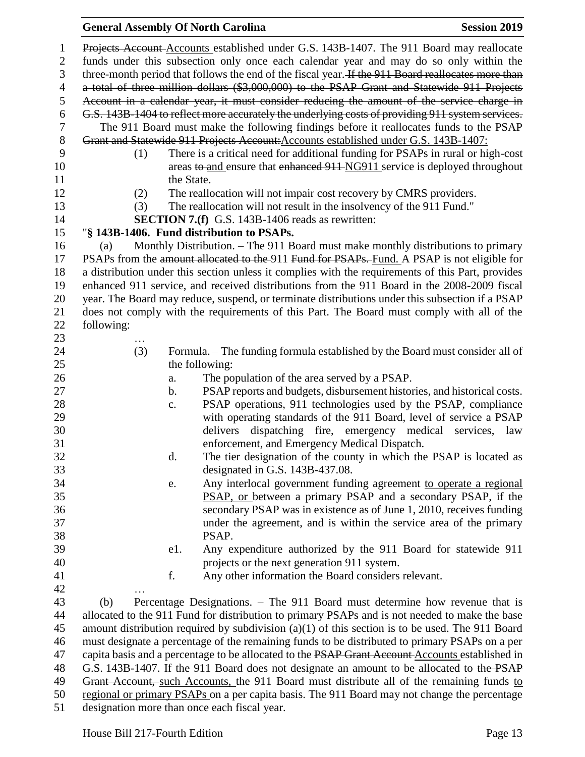~~Projects Account~~ <u>Accounts</u> established under G.S. 143B-1407. The 911 Board may reallocate funds under this subsection only once each calendar year and may do so only within the three-month period that follows the end of the fiscal year. ~~If the 911 Board reallocates more than a total of three million dollars ($3,000,000) to the PSAP Grant and Statewide 911 Projects Account in a calendar year, it must consider reducing the amount of the service charge in G.S. 143B-1404 to reflect more accurately the underlying costs of providing 911 system services.~~

The 911 Board must make the following findings before it reallocates funds to the PSAP ~~Grant and Statewide 911 Projects Account:~~<u>Accounts established under G.S. 143B-1407:</u>

(1) There is a critical need for additional funding for PSAPs in rural or high-cost areas ~~to~~ <u>and</u> ensure that ~~enhanced 911~~ <u>NG911</u> service is deployed throughout the State.

(2) The reallocation will not impair cost recovery by CMRS providers.

(3) The reallocation will not result in the insolvency of the 911 Fund."

**SECTION 7.(f)** G.S. 143B-1406 reads as rewritten:

"**§ 143B-1406. Fund distribution to PSAPs.**

(a) Monthly Distribution. – The 911 Board must make monthly distributions to primary PSAPs from the ~~amount allocated to the~~ 911 ~~Fund for PSAPs.~~ <u>Fund.</u> A PSAP is not eligible for a distribution under this section unless it complies with the requirements of this Part, provides enhanced 911 service, and received distributions from the 911 Board in the 2008-2009 fiscal year. The Board may reduce, suspend, or terminate distributions under this subsection if a PSAP does not comply with the requirements of this Part. The Board must comply with all of the following:

…

(3) Formula. – The funding formula established by the Board must consider all of the following:

a. The population of the area served by a PSAP.

b. PSAP reports and budgets, disbursement histories, and historical costs.

c. PSAP operations, 911 technologies used by the PSAP, compliance with operating standards of the 911 Board, level of service a PSAP delivers dispatching fire, emergency medical services, law enforcement, and Emergency Medical Dispatch.

d. The tier designation of the county in which the PSAP is located as designated in G.S. 143B-437.08.

e. Any interlocal government funding agreement <u>to operate a regional PSAP, or</u> between a primary PSAP and a secondary PSAP, if the secondary PSAP was in existence as of June 1, 2010, receives funding under the agreement, and is within the service area of the primary PSAP.

e1. Any expenditure authorized by the 911 Board for statewide 911 projects or the next generation 911 system.

f. Any other information the Board considers relevant.

…

(b) Percentage Designations. – The 911 Board must determine how revenue that is allocated to the 911 Fund for distribution to primary PSAPs and is not needed to make the base amount distribution required by subdivision (a)(1) of this section is to be used. The 911 Board must designate a percentage of the remaining funds to be distributed to primary PSAPs on a per capita basis and a percentage to be allocated to the ~~PSAP Grant Account~~ <u>Accounts</u> established in G.S. 143B-1407. If the 911 Board does not designate an amount to be allocated to ~~the PSAP Grant Account,~~ <u>such Accounts,</u> the 911 Board must distribute all of the remaining funds <u>to regional or primary PSAPs</u> on a per capita basis. The 911 Board may not change the percentage designation more than once each fiscal year.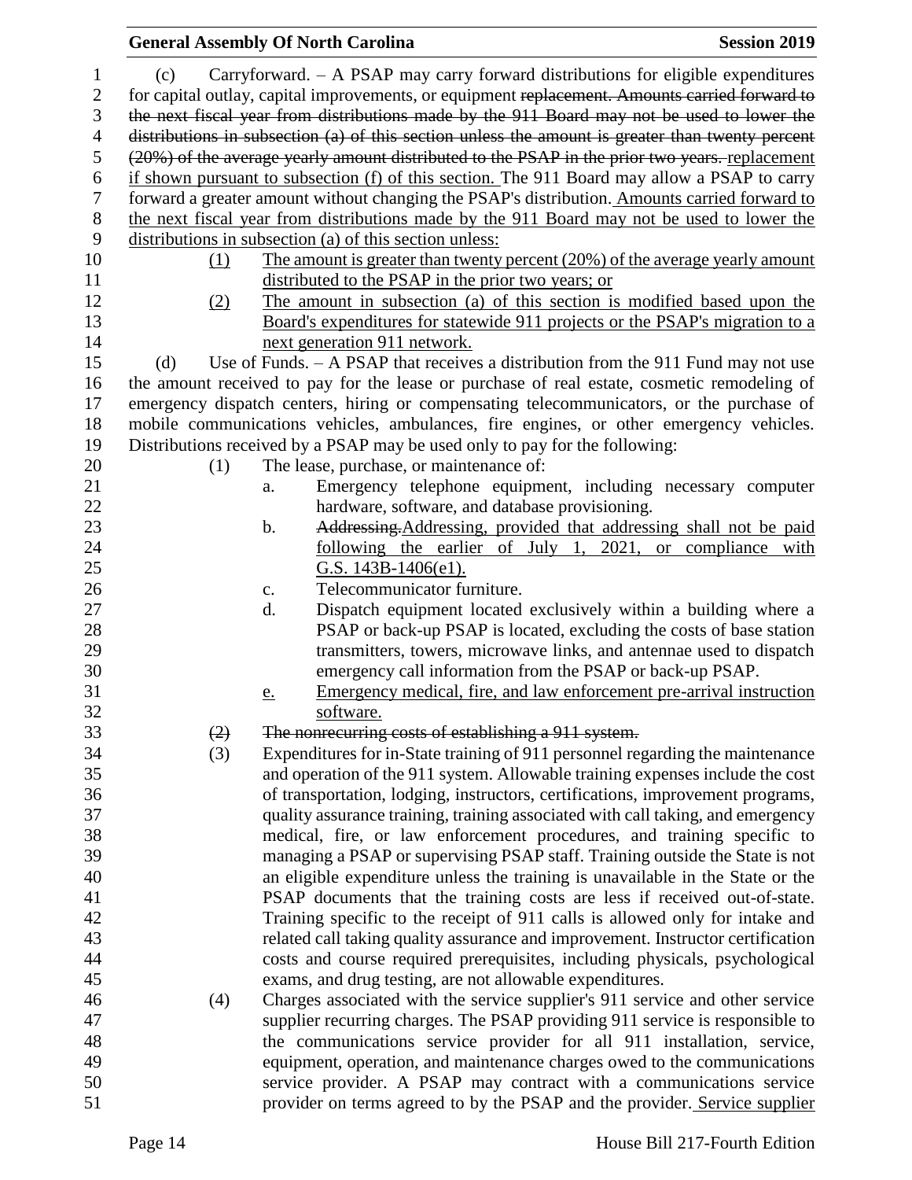(c) Carryforward. – A PSAP may carry forward distributions for eligible expenditures for capital outlay, capital improvements, or equipment ~~replacement. Amounts carried forward to the next fiscal year from distributions made by the 911 Board may not be used to lower the distributions in subsection (a) of this section unless the amount is greater than twenty percent (20%) of the average yearly amount distributed to the PSAP in the prior two years.~~ replacement if shown pursuant to subsection (f) of this section. The 911 Board may allow a PSAP to carry forward a greater amount without changing the PSAP's distribution. Amounts carried forward to the next fiscal year from distributions made by the 911 Board may not be used to lower the distributions in subsection (a) of this section unless:

(1) The amount is greater than twenty percent (20%) of the average yearly amount distributed to the PSAP in the prior two years; or

(2) The amount in subsection (a) of this section is modified based upon the Board's expenditures for statewide 911 projects or the PSAP's migration to a next generation 911 network.

(d) Use of Funds. – A PSAP that receives a distribution from the 911 Fund may not use the amount received to pay for the lease or purchase of real estate, cosmetic remodeling of emergency dispatch centers, hiring or compensating telecommunicators, or the purchase of mobile communications vehicles, ambulances, fire engines, or other emergency vehicles. Distributions received by a PSAP may be used only to pay for the following:

(1) The lease, purchase, or maintenance of:

a. Emergency telephone equipment, including necessary computer hardware, software, and database provisioning.

b. ~~Addressing.~~Addressing, provided that addressing shall not be paid following the earlier of July 1, 2021, or compliance with G.S. 143B-1406(e1).

c. Telecommunicator furniture.

d. Dispatch equipment located exclusively within a building where a PSAP or back-up PSAP is located, excluding the costs of base station transmitters, towers, microwave links, and antennae used to dispatch emergency call information from the PSAP or back-up PSAP.

e. Emergency medical, fire, and law enforcement pre-arrival instruction software.

~~(2) The nonrecurring costs of establishing a 911 system.~~

(3) Expenditures for in-State training of 911 personnel regarding the maintenance and operation of the 911 system. Allowable training expenses include the cost of transportation, lodging, instructors, certifications, improvement programs, quality assurance training, training associated with call taking, and emergency medical, fire, or law enforcement procedures, and training specific to managing a PSAP or supervising PSAP staff. Training outside the State is not an eligible expenditure unless the training is unavailable in the State or the PSAP documents that the training costs are less if received out-of-state. Training specific to the receipt of 911 calls is allowed only for intake and related call taking quality assurance and improvement. Instructor certification costs and course required prerequisites, including physicals, psychological exams, and drug testing, are not allowable expenditures.

(4) Charges associated with the service supplier's 911 service and other service supplier recurring charges. The PSAP providing 911 service is responsible to the communications service provider for all 911 installation, service, equipment, operation, and maintenance charges owed to the communications service provider. A PSAP may contract with a communications service provider on terms agreed to by the PSAP and the provider. Service supplier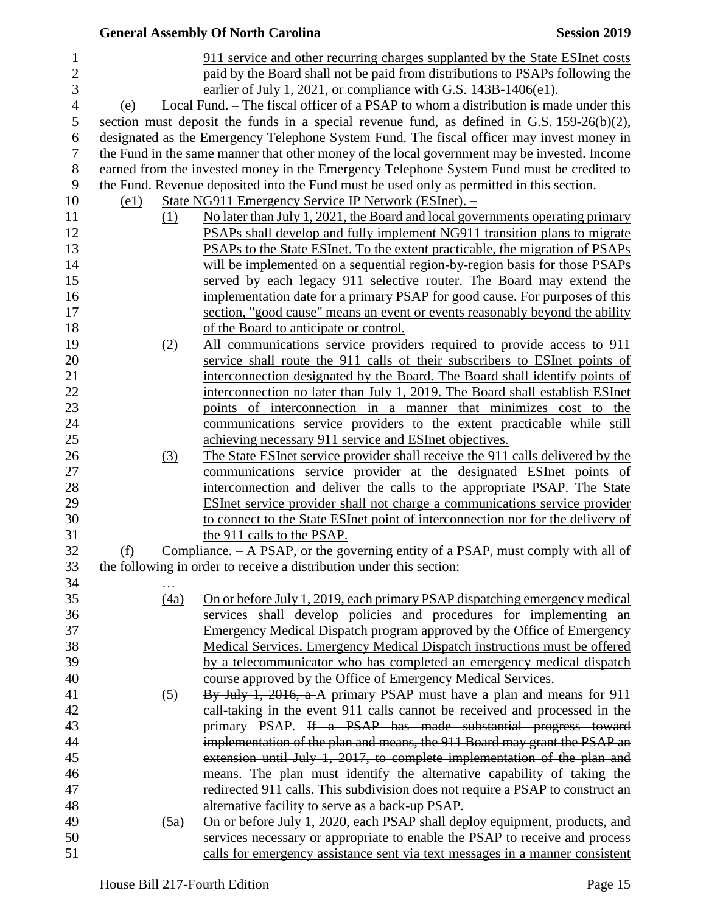911 service and other recurring charges supplanted by the State ESInet costs paid by the Board shall not be paid from distributions to PSAPs following the earlier of July 1, 2021, or compliance with G.S. 143B-1406(e1).

(e) Local Fund. – The fiscal officer of a PSAP to whom a distribution is made under this section must deposit the funds in a special revenue fund, as defined in G.S. 159-26(b)(2), designated as the Emergency Telephone System Fund. The fiscal officer may invest money in the Fund in the same manner that other money of the local government may be invested. Income earned from the invested money in the Emergency Telephone System Fund must be credited to the Fund. Revenue deposited into the Fund must be used only as permitted in this section.

(e1) State NG911 Emergency Service IP Network (ESInet). –

(1) No later than July 1, 2021, the Board and local governments operating primary PSAPs shall develop and fully implement NG911 transition plans to migrate PSAPs to the State ESInet. To the extent practicable, the migration of PSAPs will be implemented on a sequential region-by-region basis for those PSAPs served by each legacy 911 selective router. The Board may extend the implementation date for a primary PSAP for good cause. For purposes of this section, "good cause" means an event or events reasonably beyond the ability of the Board to anticipate or control.

(2) All communications service providers required to provide access to 911 service shall route the 911 calls of their subscribers to ESInet points of interconnection designated by the Board. The Board shall identify points of interconnection no later than July 1, 2019. The Board shall establish ESInet points of interconnection in a manner that minimizes cost to the communications service providers to the extent practicable while still achieving necessary 911 service and ESInet objectives.

(3) The State ESInet service provider shall receive the 911 calls delivered by the communications service provider at the designated ESInet points of interconnection and deliver the calls to the appropriate PSAP. The State ESInet service provider shall not charge a communications service provider to connect to the State ESInet point of interconnection nor for the delivery of the 911 calls to the PSAP.

(f) Compliance. – A PSAP, or the governing entity of a PSAP, must comply with all of the following in order to receive a distribution under this section:

…

(4a) On or before July 1, 2019, each primary PSAP dispatching emergency medical services shall develop policies and procedures for implementing an Emergency Medical Dispatch program approved by the Office of Emergency Medical Services. Emergency Medical Dispatch instructions must be offered by a telecommunicator who has completed an emergency medical dispatch course approved by the Office of Emergency Medical Services.

(5) ~~By July 1, 2016, a~~ A primary PSAP must have a plan and means for 911 call-taking in the event 911 calls cannot be received and processed in the primary PSAP. ~~If a PSAP has made substantial progress toward implementation of the plan and means, the 911 Board may grant the PSAP an extension until July 1, 2017, to complete implementation of the plan and means. The plan must identify the alternative capability of taking the redirected 911 calls.~~ This subdivision does not require a PSAP to construct an alternative facility to serve as a back-up PSAP.

(5a) On or before July 1, 2020, each PSAP shall deploy equipment, products, and services necessary or appropriate to enable the PSAP to receive and process calls for emergency assistance sent via text messages in a manner consistent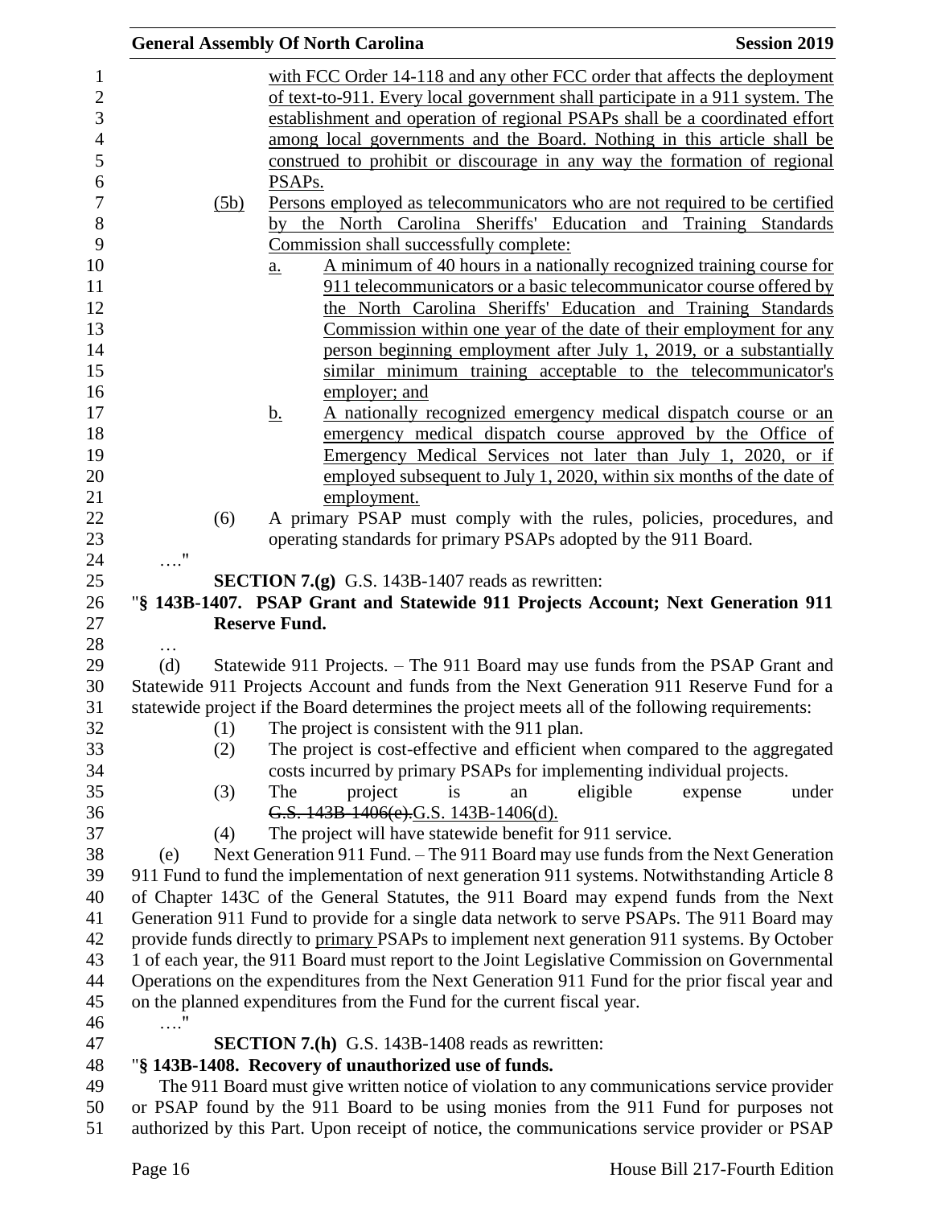with FCC Order 14-118 and any other FCC order that affects the deployment of text-to-911. Every local government shall participate in a 911 system. The establishment and operation of regional PSAPs shall be a coordinated effort among local governments and the Board. Nothing in this article shall be construed to prohibit or discourage in any way the formation of regional PSAPs.

(5b) Persons employed as telecommunicators who are not required to be certified by the North Carolina Sheriffs' Education and Training Standards Commission shall successfully complete:

a. A minimum of 40 hours in a nationally recognized training course for 911 telecommunicators or a basic telecommunicator course offered by the North Carolina Sheriffs' Education and Training Standards Commission within one year of the date of their employment for any person beginning employment after July 1, 2019, or a substantially similar minimum training acceptable to the telecommunicator's employer; and

b. A nationally recognized emergency medical dispatch course or an emergency medical dispatch course approved by the Office of Emergency Medical Services not later than July 1, 2020, or if employed subsequent to July 1, 2020, within six months of the date of employment.

(6) A primary PSAP must comply with the rules, policies, procedures, and operating standards for primary PSAPs adopted by the 911 Board.

…."

**SECTION 7.(g)** G.S. 143B-1407 reads as rewritten:

"**§ 143B-1407. PSAP Grant and Statewide 911 Projects Account; Next Generation 911 Reserve Fund.**

…

(d) Statewide 911 Projects. – The 911 Board may use funds from the PSAP Grant and Statewide 911 Projects Account and funds from the Next Generation 911 Reserve Fund for a statewide project if the Board determines the project meets all of the following requirements:

(1) The project is consistent with the 911 plan.

(2) The project is cost-effective and efficient when compared to the aggregated costs incurred by primary PSAPs for implementing individual projects.

(3) The project is an eligible expense under ~~G.S. 143B-1406(e).~~G.S. 143B-1406(d).

(4) The project will have statewide benefit for 911 service.

(e) Next Generation 911 Fund. – The 911 Board may use funds from the Next Generation 911 Fund to fund the implementation of next generation 911 systems. Notwithstanding Article 8 of Chapter 143C of the General Statutes, the 911 Board may expend funds from the Next Generation 911 Fund to provide for a single data network to serve PSAPs. The 911 Board may provide funds directly to primary PSAPs to implement next generation 911 systems. By October 1 of each year, the 911 Board must report to the Joint Legislative Commission on Governmental Operations on the expenditures from the Next Generation 911 Fund for the prior fiscal year and on the planned expenditures from the Fund for the current fiscal year.

…."

**SECTION 7.(h)** G.S. 143B-1408 reads as rewritten:

"**§ 143B-1408. Recovery of unauthorized use of funds.**

The 911 Board must give written notice of violation to any communications service provider or PSAP found by the 911 Board to be using monies from the 911 Fund for purposes not authorized by this Part. Upon receipt of notice, the communications service provider or PSAP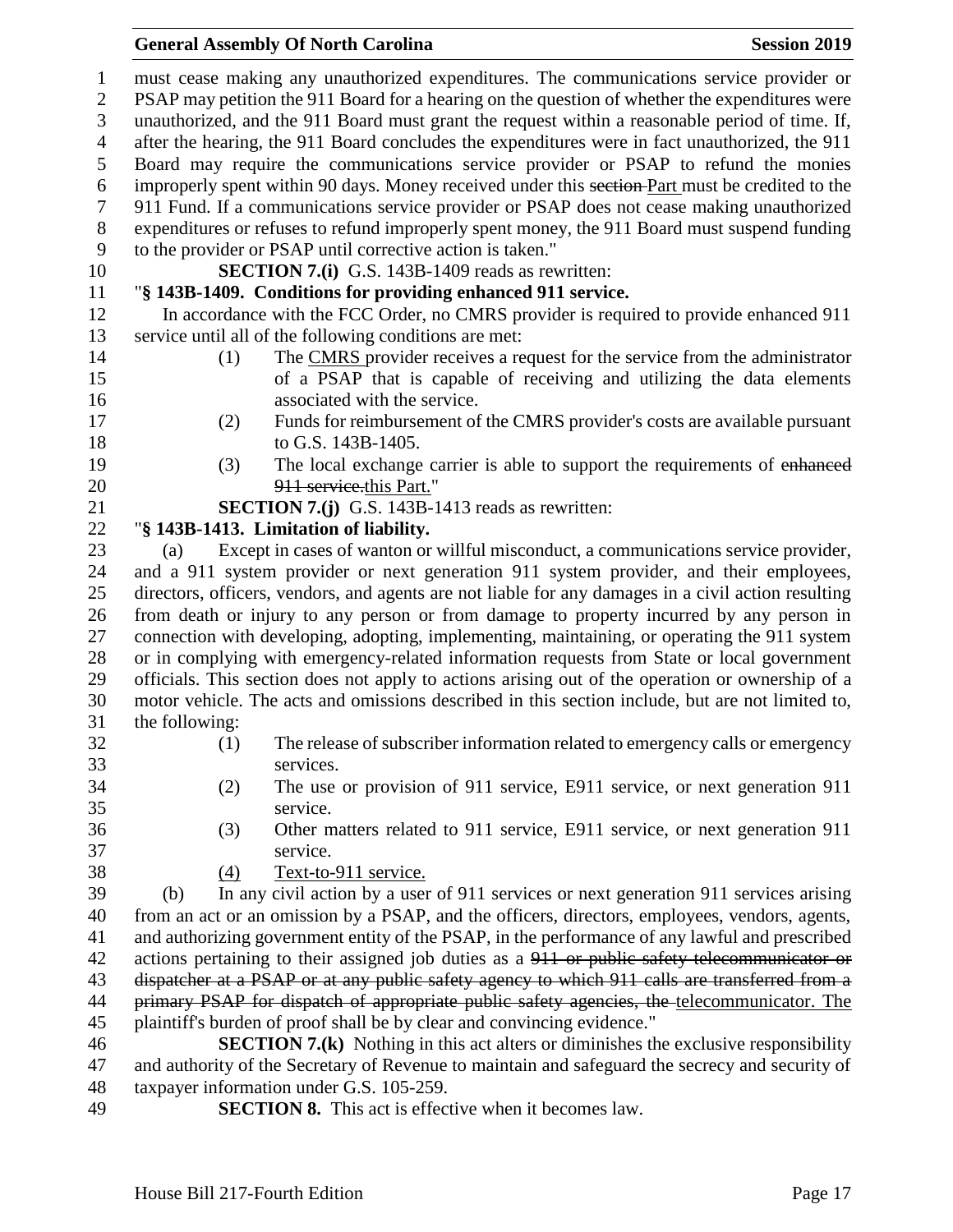must cease making any unauthorized expenditures. The communications service provider or PSAP may petition the 911 Board for a hearing on the question of whether the expenditures were unauthorized, and the 911 Board must grant the request within a reasonable period of time. If, after the hearing, the 911 Board concludes the expenditures were in fact unauthorized, the 911 Board may require the communications service provider or PSAP to refund the monies improperly spent within 90 days. Money received under this ~~section~~ Part must be credited to the 911 Fund. If a communications service provider or PSAP does not cease making unauthorized expenditures or refuses to refund improperly spent money, the 911 Board must suspend funding to the provider or PSAP until corrective action is taken."

**SECTION 7.(i)** G.S. 143B-1409 reads as rewritten:

"**§ 143B-1409. Conditions for providing enhanced 911 service.**

In accordance with the FCC Order, no CMRS provider is required to provide enhanced 911 service until all of the following conditions are met:

(1) The CMRS provider receives a request for the service from the administrator of a PSAP that is capable of receiving and utilizing the data elements associated with the service.

(2) Funds for reimbursement of the CMRS provider's costs are available pursuant to G.S. 143B-1405.

(3) The local exchange carrier is able to support the requirements of ~~enhanced 911 service.~~this Part."

**SECTION 7.(j)** G.S. 143B-1413 reads as rewritten:

"**§ 143B-1413. Limitation of liability.**

(a) Except in cases of wanton or willful misconduct, a communications service provider, and a 911 system provider or next generation 911 system provider, and their employees, directors, officers, vendors, and agents are not liable for any damages in a civil action resulting from death or injury to any person or from damage to property incurred by any person in connection with developing, adopting, implementing, maintaining, or operating the 911 system or in complying with emergency-related information requests from State or local government officials. This section does not apply to actions arising out of the operation or ownership of a motor vehicle. The acts and omissions described in this section include, but are not limited to, the following:

(1) The release of subscriber information related to emergency calls or emergency services.

(2) The use or provision of 911 service, E911 service, or next generation 911 service.

(3) Other matters related to 911 service, E911 service, or next generation 911 service.

(4) Text-to-911 service.

(b) In any civil action by a user of 911 services or next generation 911 services arising from an act or an omission by a PSAP, and the officers, directors, employees, vendors, agents, and authorizing government entity of the PSAP, in the performance of any lawful and prescribed actions pertaining to their assigned job duties as a ~~911 or public safety telecommunicator or dispatcher at a PSAP or at any public safety agency to which 911 calls are transferred from a primary PSAP for dispatch of appropriate public safety agencies, the~~ telecommunicator. The plaintiff's burden of proof shall be by clear and convincing evidence."

**SECTION 7.(k)** Nothing in this act alters or diminishes the exclusive responsibility and authority of the Secretary of Revenue to maintain and safeguard the secrecy and security of taxpayer information under G.S. 105-259.

**SECTION 8.** This act is effective when it becomes law.